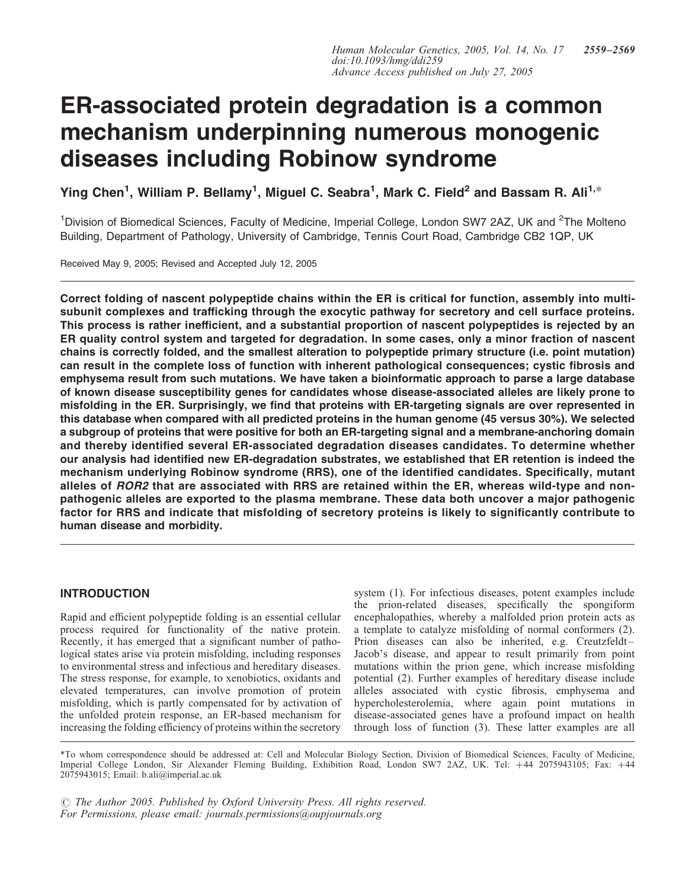# ER-associated protein degradation is a common mechanism underpinning numerous monogenic diseases including Robinow syndrome

Ying Chen[1], William P. Bellamy[1], Miguel C. Seabra[1], Mark C. Field[2] and Bassam R. Ali[1,*]

[1]Division of Biomedical Sciences, Faculty of Medicine, Imperial College, London SW7 2AZ, UK and [2]The Molteno Building, Department of Pathology, University of Cambridge, Tennis Court Road, Cambridge CB2 1QP, UK

Received May 9, 2005; Revised and Accepted July 12, 2005

**Correct folding of nascent polypeptide chains within the ER is critical for function, assembly into multi-subunit complexes and trafficking through the exocytic pathway for secretory and cell surface proteins. This process is rather inefficient, and a substantial proportion of nascent polypeptides is rejected by an ER quality control system and targeted for degradation. In some cases, only a minor fraction of nascent chains is correctly folded, and the smallest alteration to polypeptide primary structure (i.e. point mutation) can result in the complete loss of function with inherent pathological consequences; cystic fibrosis and emphysema result from such mutations. We have taken a bioinformatic approach to parse a large database of known disease susceptibility genes for candidates whose disease-associated alleles are likely prone to misfolding in the ER. Surprisingly, we find that proteins with ER-targeting signals are over represented in this database when compared with all predicted proteins in the human genome (45 versus 30%). We selected a subgroup of proteins that were positive for both an ER-targeting signal and a membrane-anchoring domain and thereby identified several ER-associated degradation diseases candidates. To determine whether our analysis had identified new ER-degradation substrates, we established that ER retention is indeed the mechanism underlying Robinow syndrome (RRS), one of the identified candidates. Specifically, mutant alleles of *ROR2* that are associated with RRS are retained within the ER, whereas wild-type and non-pathogenic alleles are exported to the plasma membrane. These data both uncover a major pathogenic factor for RRS and indicate that misfolding of secretory proteins is likely to significantly contribute to human disease and morbidity.**

## INTRODUCTION

Rapid and efficient polypeptide folding is an essential cellular process required for functionality of the native protein. Recently, it has emerged that a significant number of pathological states arise via protein misfolding, including responses to environmental stress and infectious and hereditary diseases. The stress response, for example, to xenobiotics, oxidants and elevated temperatures, can involve promotion of protein misfolding, which is partly compensated for by activation of the unfolded protein response, an ER-based mechanism for increasing the folding efficiency of proteins within the secretory system (1). For infectious diseases, potent examples include the prion-related diseases, specifically the spongiform encephalopathies, whereby a malfolded prion protein acts as a template to catalyze misfolding of normal conformers (2). Prion diseases can also be inherited, e.g. Creutzfeldt–Jacob's disease, and appear to result primarily from point mutations within the prion gene, which increase misfolding potential (2). Further examples of hereditary disease include alleles associated with cystic fibrosis, emphysema and hypercholesterolemia, where again point mutations in disease-associated genes have a profound impact on health through loss of function (3). These latter examples are all

*To whom correspondence should be addressed at: Cell and Molecular Biology Section, Division of Biomedical Sciences, Faculty of Medicine, Imperial College London, Sir Alexander Fleming Building, Exhibition Road, London SW7 2AZ, UK. Tel: +44 2075943105; Fax: +44 2075943015; Email: b.ali@imperial.ac.uk

© The Author 2005. Published by Oxford University Press. All rights reserved.
For Permissions, please email: journals.permissions@oupjournals.org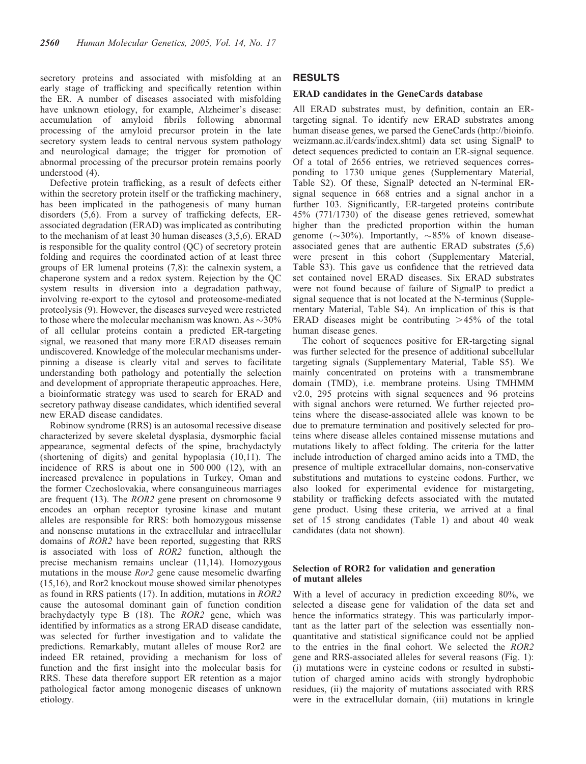secretory proteins and associated with misfolding at an early stage of trafficking and specifically retention within the ER. A number of diseases associated with misfolding have unknown etiology, for example, Alzheimer's disease: accumulation of amyloid fibrils following abnormal processing of the amyloid precursor protein in the late secretory system leads to central nervous system pathology and neurological damage; the trigger for promotion of abnormal processing of the precursor protein remains poorly understood (4).

Defective protein trafficking, as a result of defects either within the secretory protein itself or the trafficking machinery, has been implicated in the pathogenesis of many human disorders (5,6). From a survey of trafficking defects, ER-associated degradation (ERAD) was implicated as contributing to the mechanism of at least 30 human diseases (3,5,6). ERAD is responsible for the quality control (QC) of secretory protein folding and requires the coordinated action of at least three groups of ER lumenal proteins (7,8): the calnexin system, a chaperone system and a redox system. Rejection by the QC system results in diversion into a degradation pathway, involving re-export to the cytosol and proteosome-mediated proteolysis (9). However, the diseases surveyed were restricted to those where the molecular mechanism was known. As ~30% of all cellular proteins contain a predicted ER-targeting signal, we reasoned that many more ERAD diseases remain undiscovered. Knowledge of the molecular mechanisms underpinning a disease is clearly vital and serves to facilitate understanding both pathology and potentially the selection and development of appropriate therapeutic approaches. Here, a bioinformatic strategy was used to search for ERAD and secretory pathway disease candidates, which identified several new ERAD disease candidates.

Robinow syndrome (RRS) is an autosomal recessive disease characterized by severe skeletal dysplasia, dysmorphic facial appearance, segmental defects of the spine, brachydactyly (shortening of digits) and genital hypoplasia (10,11). The incidence of RRS is about one in 500 000 (12), with an increased prevalence in populations in Turkey, Oman and the former Czechoslovakia, where consanguineous marriages are frequent (13). The *ROR2* gene present on chromosome 9 encodes an orphan receptor tyrosine kinase and mutant alleles are responsible for RRS: both homozygous missense and nonsense mutations in the extracellular and intracellular domains of *ROR2* have been reported, suggesting that RRS is associated with loss of *ROR2* function, although the precise mechanism remains unclear (11,14). Homozygous mutations in the mouse *Ror2* gene cause mesomelic dwarfing (15,16), and Ror2 knockout mouse showed similar phenotypes as found in RRS patients (17). In addition, mutations in *ROR2* cause the autosomal dominant gain of function condition brachydactyly type B (18). The *ROR2* gene, which was identified by informatics as a strong ERAD disease candidate, was selected for further investigation and to validate the predictions. Remarkably, mutant alleles of mouse Ror2 are indeed ER retained, providing a mechanism for loss of function and the first insight into the molecular basis for RRS. These data therefore support ER retention as a major pathological factor among monogenic diseases of unknown etiology.

## RESULTS

### ERAD candidates in the GeneCards database

All ERAD substrates must, by definition, contain an ER-targeting signal. To identify new ERAD substrates among human disease genes, we parsed the GeneCards (http://bioinfo.weizmann.ac.il/cards/index.shtml) data set using SignalP to detect sequences predicted to contain an ER-signal sequence. Of a total of 2656 entries, we retrieved sequences corresponding to 1730 unique genes (Supplementary Material, Table S2). Of these, SignalP detected an N-terminal ER-signal sequence in 668 entries and a signal anchor in a further 103. Significantly, ER-targeted proteins contribute 45% (771/1730) of the disease genes retrieved, somewhat higher than the predicted proportion within the human genome (~30%). Importantly, ~85% of known disease-associated genes that are authentic ERAD substrates (5,6) were present in this cohort (Supplementary Material, Table S3). This gave us confidence that the retrieved data set contained novel ERAD diseases. Six ERAD substrates were not found because of failure of SignalP to predict a signal sequence that is not located at the N-terminus (Supplementary Material, Table S4). An implication of this is that ERAD diseases might be contributing >45% of the total human disease genes.

The cohort of sequences positive for ER-targeting signal was further selected for the presence of additional subcellular targeting signals (Supplementary Material, Table S5). We mainly concentrated on proteins with a transmembrane domain (TMD), i.e. membrane proteins. Using TMHMM v2.0, 295 proteins with signal sequences and 96 proteins with signal anchors were returned. We further rejected proteins where the disease-associated allele was known to be due to premature termination and positively selected for proteins where disease alleles contained missense mutations and mutations likely to affect folding. The criteria for the latter include introduction of charged amino acids into a TMD, the presence of multiple extracellular domains, non-conservative substitutions and mutations to cysteine codons. Further, we also looked for experimental evidence for mistargeting, stability or trafficking defects associated with the mutated gene product. Using these criteria, we arrived at a final set of 15 strong candidates (Table 1) and about 40 weak candidates (data not shown).

### Selection of ROR2 for validation and generation of mutant alleles

With a level of accuracy in prediction exceeding 80%, we selected a disease gene for validation of the data set and hence the informatics strategy. This was particularly important as the latter part of the selection was essentially non-quantitative and statistical significance could not be applied to the entries in the final cohort. We selected the *ROR2* gene and RRS-associated alleles for several reasons (Fig. 1): (i) mutations were in cysteine codons or resulted in substitution of charged amino acids with strongly hydrophobic residues, (ii) the majority of mutations associated with RRS were in the extracellular domain, (iii) mutations in kringle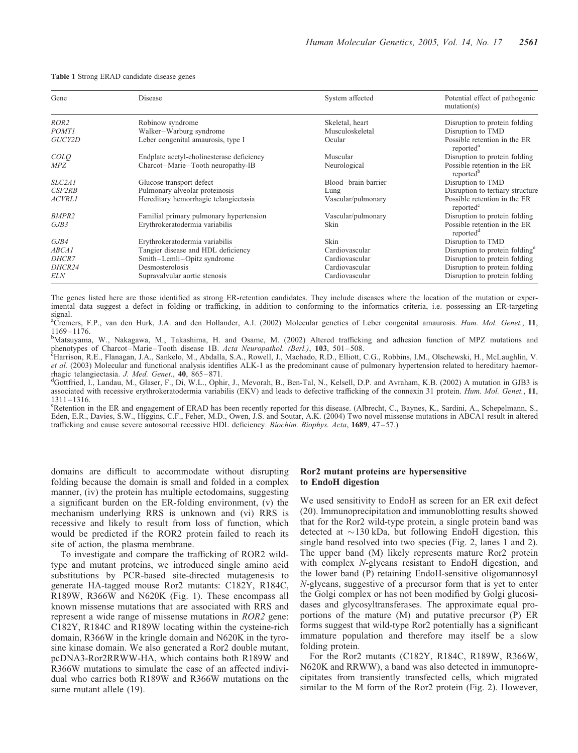**Table 1** Strong ERAD candidate disease genes

| Gene | Disease | System affected | Potential effect of pathogenic mutation(s) |
|---|---|---|---|
| *ROR2* | Robinow syndrome | Skeletal, heart | Disruption to protein folding |
| *POMT1* | Walker–Warburg syndrome | Musculoskeletal | Disruption to TMD |
| *GUCY2D* | Leber congenital amaurosis, type I | Ocular | Possible retention in the ER reported[a] |
| *COLQ* | Endplate acetyl-cholinesterase deficiency | Muscular | Disruption to protein folding |
| *MPZ* | Charcot–Marie–Tooth neuropathy-IB | Neurological | Possible retention in the ER reported[b] |
| *SLC2A1* | Glucose transport defect | Blood–brain barrier | Disruption to TMD |
| *CSF2RB* | Pulmonary alveolar proteinosis | Lung | Disruption to tertiary structure |
| *ACVRL1* | Hereditary hemorrhagic telangiectasia | Vascular/pulmonary | Possible retention in the ER reported[c] |
| *BMPR2* | Familial primary pulmonary hypertension | Vascular/pulmonary | Disruption to protein folding |
| *GJB3* | Erythrokeratodermia variabilis | Skin | Possible retention in the ER reported[d] |
| *GJB4* | Erythrokeratodermia variabilis | Skin | Disruption to TMD |
| *ABCA1* | Tangier disease and HDL deficiency | Cardiovascular | Disruption to protein folding[e] |
| *DHCR7* | Smith–Lemli–Opitz syndrome | Cardiovascular | Disruption to protein folding |
| *DHCR24* | Desmosterolosis | Cardiovascular | Disruption to protein folding |
| *ELN* | Supravalvular aortic stenosis | Cardiovascular | Disruption to protein folding |

The genes listed here are those identified as strong ER-retention candidates. They include diseases where the location of the mutation or experimental data suggest a defect in folding or trafficking, in addition to conforming to the informatics criteria, i.e. possessing an ER-targeting signal.

[a]Cremers, F.P., van den Hurk, J.A. and den Hollander, A.I. (2002) Molecular genetics of Leber congenital amaurosis. *Hum. Mol. Genet.*, **11**, 1169–1176.

[b]Matsuyama, W., Nakagawa, M., Takashima, H. and Osame, M. (2002) Altered trafficking and adhesion function of MPZ mutations and phenotypes of Charcot–Marie–Tooth disease 1B. *Acta Neuropathol. (Berl.)*, **103**, 501–508.

[c]Harrison, R.E., Flanagan, J.A., Sankelo, M., Abdalla, S.A., Rowell, J., Machado, R.D., Elliott, C.G., Robbins, I.M., Olschewski, H., McLaughlin, V. *et al.* (2003) Molecular and functional analysis identifies ALK-1 as the predominant cause of pulmonary hypertension related to hereditary haemorrhagic telangiectasia. *J. Med. Genet.*, **40**, 865–871.

[d]Gottfried, I., Landau, M., Glaser, F., Di, W.L., Ophir, J., Mevorah, B., Ben-Tal, N., Kelsell, D.P. and Avraham, K.B. (2002) A mutation in GJB3 is associated with recessive erythrokeratodermia variabilis (EKV) and leads to defective trafficking of the connexin 31 protein. *Hum. Mol. Genet.*, **11**, 1311–1316.

[e]Retention in the ER and engagement of ERAD has been recently reported for this disease. (Albrecht, C., Baynes, K., Sardini, A., Schepelmann, S., Eden, E.R., Davies, S.W., Higgins, C.F., Feher, M.D., Owen, J.S. and Soutar, A.K. (2004) Two novel missense mutations in ABCA1 result in altered trafficking and cause severe autosomal recessive HDL deficiency. *Biochim. Biophys. Acta*, **1689**, 47–57.)

domains are difficult to accommodate without disrupting folding because the domain is small and folded in a complex manner, (iv) the protein has multiple ectodomains, suggesting a significant burden on the ER-folding environment, (v) the mechanism underlying RRS is unknown and (vi) RRS is recessive and likely to result from loss of function, which would be predicted if the ROR2 protein failed to reach its site of action, the plasma membrane.

To investigate and compare the trafficking of ROR2 wild-type and mutant proteins, we introduced single amino acid substitutions by PCR-based site-directed mutagenesis to generate HA-tagged mouse Ror2 mutants: C182Y, R184C, R189W, R366W and N620K (Fig. 1). These encompass all known missense mutations that are associated with RRS and represent a wide range of missense mutations in *ROR2* gene: C182Y, R184C and R189W locating within the cysteine-rich domain, R366W in the kringle domain and N620K in the tyrosine kinase domain. We also generated a Ror2 double mutant, pcDNA3-Ror2RRWW-HA, which contains both R189W and R366W mutations to simulate the case of an affected individual who carries both R189W and R366W mutations on the same mutant allele (19).

## Ror2 mutant proteins are hypersensitive to EndoH digestion

We used sensitivity to EndoH as screen for an ER exit defect (20). Immunoprecipitation and immunoblotting results showed that for the Ror2 wild-type protein, a single protein band was detected at ~130 kDa, but following EndoH digestion, this single band resolved into two species (Fig. 2, lanes 1 and 2). The upper band (M) likely represents mature Ror2 protein with complex *N*-glycans resistant to EndoH digestion, and the lower band (P) retaining EndoH-sensitive oligomannosyl *N*-glycans, suggestive of a precursor form that is yet to enter the Golgi complex or has not been modified by Golgi glucosidases and glycosyltransferases. The approximate equal proportions of the mature (M) and putative precursor (P) ER forms suggest that wild-type Ror2 potentially has a significant immature population and therefore may itself be a slow folding protein.

For the Ror2 mutants (C182Y, R184C, R189W, R366W, N620K and RRWW), a band was also detected in immunoprecipitates from transiently transfected cells, which migrated similar to the M form of the Ror2 protein (Fig. 2). However,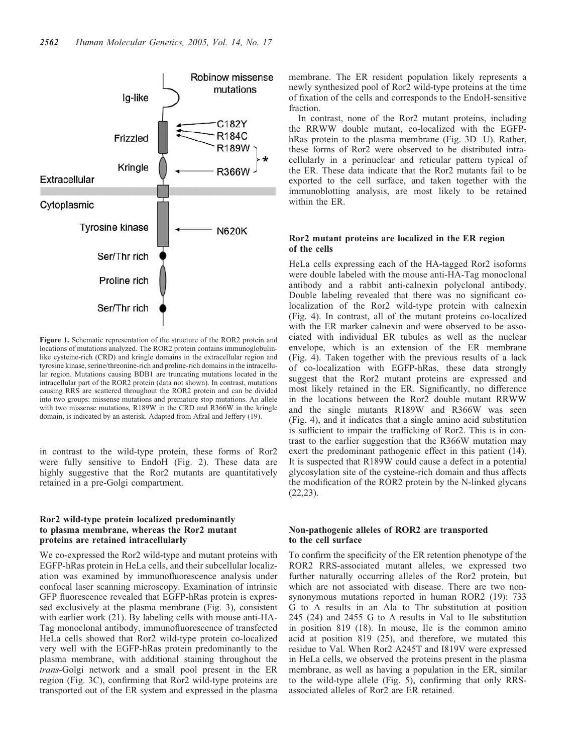Figure 1. Schematic representation of the structure of the ROR2 protein and locations of mutations analyzed. The ROR2 protein contains immunoglobulin-like cysteine-rich (CRD) and kringle domains in the extracellular region and tyrosine kinase, serine/threonine-rich and proline-rich domains in the intracellular region. Mutations causing BDB1 are truncating mutations located in the intracellular part of the ROR2 protein (data not shown). In contrast, mutations causing RRS are scattered throughout the ROR2 protein and can be divided into two groups: missense mutations and premature stop mutations. An allele with two missense mutations, R189W in the CRD and R366W in the kringle domain, is indicated by an asterisk. Adapted from Afzal and Jeffery (19).

in contrast to the wild-type protein, these forms of Ror2 were fully sensitive to EndoH (Fig. 2). These data are highly suggestive that the Ror2 mutants are quantitatively retained in a pre-Golgi compartment.

### Ror2 wild-type protein localized predominantly to plasma membrane, whereas the Ror2 mutant proteins are retained intracellularly

We co-expressed the Ror2 wild-type and mutant proteins with EGFP-hRas protein in HeLa cells, and their subcellular localization was examined by immunofluorescence analysis under confocal laser scanning microscopy. Examination of intrinsic GFP fluorescence revealed that EGFP-hRas protein is expressed exclusively at the plasma membrane (Fig. 3), consistent with earlier work (21). By labeling cells with mouse anti-HA-Tag monoclonal antibody, immunofluorescence of transfected HeLa cells showed that Ror2 wild-type protein co-localized very well with the EGFP-hRas protein predominantly to the plasma membrane, with additional staining throughout the *trans*-Golgi network and a small pool present in the ER region (Fig. 3C), confirming that Ror2 wild-type proteins are transported out of the ER system and expressed in the plasma membrane. The ER resident population likely represents a newly synthesized pool of Ror2 wild-type proteins at the time of fixation of the cells and corresponds to the EndoH-sensitive fraction.

In contrast, none of the Ror2 mutant proteins, including the RRWW double mutant, co-localized with the EGFP-hRas protein to the plasma membrane (Fig. 3D–U). Rather, these forms of Ror2 were observed to be distributed intracellularly in a perinuclear and reticular pattern typical of the ER. These data indicate that the Ror2 mutants fail to be exported to the cell surface, and taken together with the immunoblotting analysis, are most likely to be retained within the ER.

### Ror2 mutant proteins are localized in the ER region of the cells

HeLa cells expressing each of the HA-tagged Ror2 isoforms were double labeled with the mouse anti-HA-Tag monoclonal antibody and a rabbit anti-calnexin polyclonal antibody. Double labeling revealed that there was no significant co-localization of the Ror2 wild-type protein with calnexin (Fig. 4). In contrast, all of the mutant proteins co-localized with the ER marker calnexin and were observed to be associated with individual ER tubules as well as the nuclear envelope, which is an extension of the ER membrane (Fig. 4). Taken together with the previous results of a lack of co-localization with EGFP-hRas, these data strongly suggest that the Ror2 mutant proteins are expressed and most likely retained in the ER. Significantly, no difference in the locations between the Ror2 double mutant RRWW and the single mutants R189W and R366W was seen (Fig. 4), and it indicates that a single amino acid substitution is sufficient to impair the trafficking of Ror2. This is in contrast to the earlier suggestion that the R366W mutation may exert the predominant pathogenic effect in this patient (14). It is suspected that R189W could cause a defect in a potential glycosylation site of the cysteine-rich domain and thus affects the modification of the ROR2 protein by the N-linked glycans (22,23).

### Non-pathogenic alleles of ROR2 are transported to the cell surface

To confirm the specificity of the ER retention phenotype of the ROR2 RRS-associated mutant alleles, we expressed two further naturally occurring alleles of the Ror2 protein, but which are not associated with disease. There are two non-synonymous mutations reported in human ROR2 (19): 733 G to A results in an Ala to Thr substitution at position 245 (24) and 2455 G to A results in Val to Ile substitution in position 819 (18). In mouse, Ile is the common amino acid at position 819 (25), and therefore, we mutated this residue to Val. When Ror2 A245T and I819V were expressed in HeLa cells, we observed the proteins present in the plasma membrane, as well as having a population in the ER, similar to the wild-type allele (Fig. 5), confirming that only RRS-associated alleles of Ror2 are ER retained.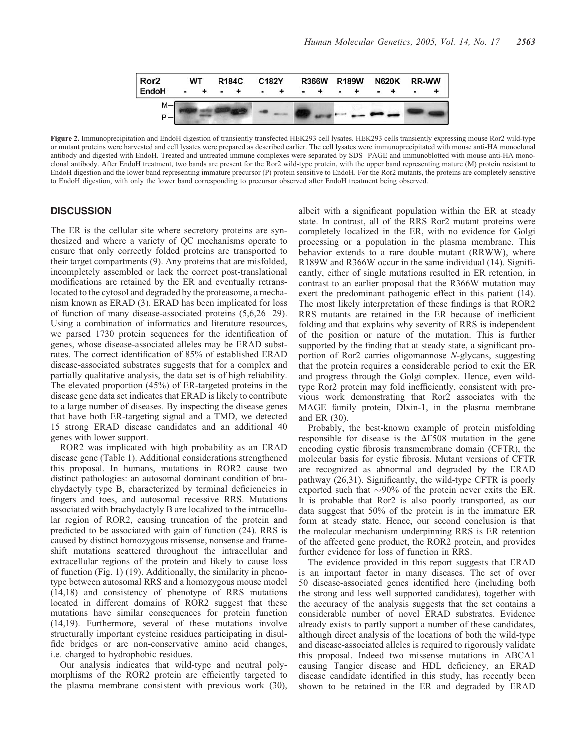Figure 2. Immunoprecipitation and EndoH digestion of transiently transfected HEK293 cell lysates. HEK293 cells transiently expressing mouse Ror2 wild-type or mutant proteins were harvested and cell lysates were prepared as described earlier. The cell lysates were immunoprecipitated with mouse anti-HA monoclonal antibody and digested with EndoH. Treated and untreated immune complexes were separated by SDS–PAGE and immunoblotted with mouse anti-HA monoclonal antibody. After EndoH treatment, two bands are present for the Ror2 wild-type protein, with the upper band representing mature (M) protein resistant to EndoH digestion and the lower band representing immature precursor (P) protein sensitive to EndoH. For the Ror2 mutants, the proteins are completely sensitive to EndoH digestion, with only the lower band corresponding to precursor observed after EndoH treatment being observed.

## DISCUSSION

The ER is the cellular site where secretory proteins are synthesized and where a variety of QC mechanisms operate to ensure that only correctly folded proteins are transported to their target compartments (9). Any proteins that are misfolded, incompletely assembled or lack the correct post-translational modifications are retained by the ER and eventually retranslocated to the cytosol and degraded by the proteasome, a mechanism known as ERAD (3). ERAD has been implicated for loss of function of many disease-associated proteins (5,6,26–29). Using a combination of informatics and literature resources, we parsed 1730 protein sequences for the identification of genes, whose disease-associated alleles may be ERAD substrates. The correct identification of 85% of established ERAD disease-associated substrates suggests that for a complex and partially qualitative analysis, the data set is of high reliability. The elevated proportion (45%) of ER-targeted proteins in the disease gene data set indicates that ERAD is likely to contribute to a large number of diseases. By inspecting the disease genes that have both ER-targeting signal and a TMD, we detected 15 strong ERAD disease candidates and an additional 40 genes with lower support.

ROR2 was implicated with high probability as an ERAD disease gene (Table 1). Additional considerations strengthened this proposal. In humans, mutations in ROR2 cause two distinct pathologies: an autosomal dominant condition of brachydactyly type B, characterized by terminal deficiencies in fingers and toes, and autosomal recessive RRS. Mutations associated with brachydactyly B are localized to the intracellular region of ROR2, causing truncation of the protein and predicted to be associated with gain of function (24). RRS is caused by distinct homozygous missense, nonsense and frameshift mutations scattered throughout the intracellular and extracellular regions of the protein and likely to cause loss of function (Fig. 1) (19). Additionally, the similarity in phenotype between autosomal RRS and a homozygous mouse model (14,18) and consistency of phenotype of RRS mutations located in different domains of ROR2 suggest that these mutations have similar consequences for protein function (14,19). Furthermore, several of these mutations involve structurally important cysteine residues participating in disulfide bridges or are non-conservative amino acid changes, i.e. charged to hydrophobic residues.

Our analysis indicates that wild-type and neutral polymorphisms of the ROR2 protein are efficiently targeted to the plasma membrane consistent with previous work (30), albeit with a significant population within the ER at steady state. In contrast, all of the RRS Ror2 mutant proteins were completely localized in the ER, with no evidence for Golgi processing or a population in the plasma membrane. This behavior extends to a rare double mutant (RRWW), where R189W and R366W occur in the same individual (14). Significantly, either of single mutations resulted in ER retention, in contrast to an earlier proposal that the R366W mutation may exert the predominant pathogenic effect in this patient (14). The most likely interpretation of these findings is that ROR2 RRS mutants are retained in the ER because of inefficient folding and that explains why severity of RRS is independent of the position or nature of the mutation. This is further supported by the finding that at steady state, a significant proportion of Ror2 carries oligomannose *N*-glycans, suggesting that the protein requires a considerable period to exit the ER and progress through the Golgi complex. Hence, even wild-type Ror2 protein may fold inefficiently, consistent with previous work demonstrating that Ror2 associates with the MAGE family protein, Dlxin-1, in the plasma membrane and ER (30).

Probably, the best-known example of protein misfolding responsible for disease is the ΔF508 mutation in the gene encoding cystic fibrosis transmembrane domain (CFTR), the molecular basis for cystic fibrosis. Mutant versions of CFTR are recognized as abnormal and degraded by the ERAD pathway (26,31). Significantly, the wild-type CFTR is poorly exported such that ~90% of the protein never exits the ER. It is probable that Ror2 is also poorly transported, as our data suggest that 50% of the protein is in the immature ER form at steady state. Hence, our second conclusion is that the molecular mechanism underpinning RRS is ER retention of the affected gene product, the ROR2 protein, and provides further evidence for loss of function in RRS.

The evidence provided in this report suggests that ERAD is an important factor in many diseases. The set of over 50 disease-associated genes identified here (including both the strong and less well supported candidates), together with the accuracy of the analysis suggests that the set contains a considerable number of novel ERAD substrates. Evidence already exists to partly support a number of these candidates, although direct analysis of the locations of both the wild-type and disease-associated alleles is required to rigorously validate this proposal. Indeed two missense mutations in ABCA1 causing Tangier disease and HDL deficiency, an ERAD disease candidate identified in this study, has recently been shown to be retained in the ER and degraded by ERAD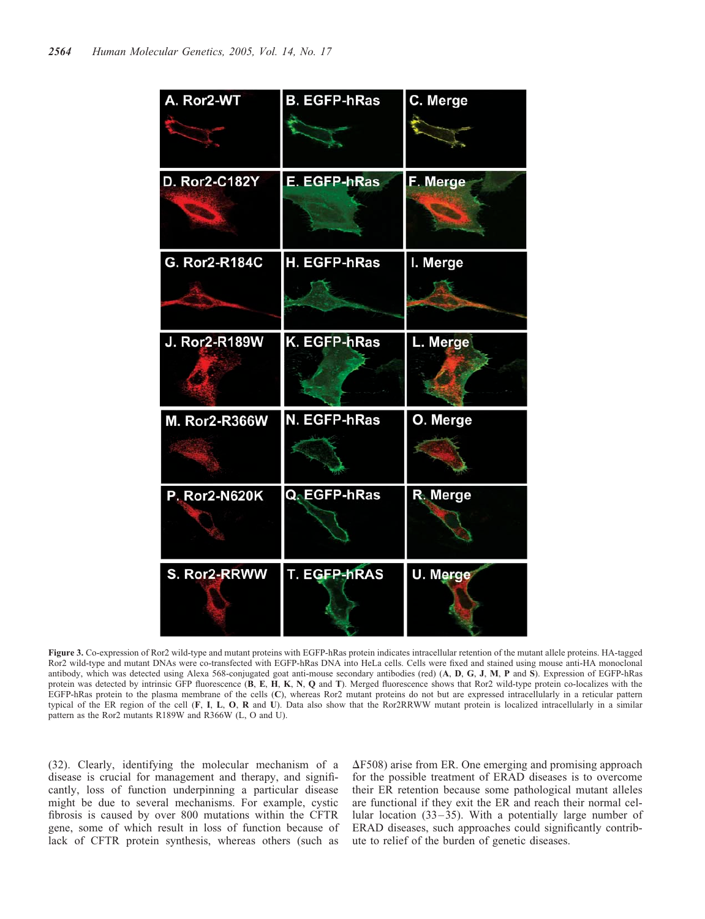**Figure 3.** Co-expression of Ror2 wild-type and mutant proteins with EGFP-hRas protein indicates intracellular retention of the mutant allele proteins. HA-tagged Ror2 wild-type and mutant DNAs were co-transfected with EGFP-hRas DNA into HeLa cells. Cells were fixed and stained using mouse anti-HA monoclonal antibody, which was detected using Alexa 568-conjugated goat anti-mouse secondary antibodies (red) (**A**, **D**, **G**, **J**, **M**, **P** and **S**). Expression of EGFP-hRas protein was detected by intrinsic GFP fluorescence (**B**, **E**, **H**, **K**, **N**, **Q** and **T**). Merged fluorescence shows that Ror2 wild-type protein co-localizes with the EGFP-hRas protein to the plasma membrane of the cells (**C**), whereas Ror2 mutant proteins do not but are expressed intracellularly in a reticular pattern typical of the ER region of the cell (**F**, **I**, **L**, **O**, **R** and **U**). Data also show that the Ror2RRWW mutant protein is localized intracellularly in a similar pattern as the Ror2 mutants R189W and R366W (L, O and U).

(32). Clearly, identifying the molecular mechanism of a disease is crucial for management and therapy, and significantly, loss of function underpinning a particular disease might be due to several mechanisms. For example, cystic fibrosis is caused by over 800 mutations within the CFTR gene, some of which result in loss of function because of lack of CFTR protein synthesis, whereas others (such as ΔF508) arise from ER. One emerging and promising approach for the possible treatment of ERAD diseases is to overcome their ER retention because some pathological mutant alleles are functional if they exit the ER and reach their normal cellular location (33–35). With a potentially large number of ERAD diseases, such approaches could significantly contribute to relief of the burden of genetic diseases.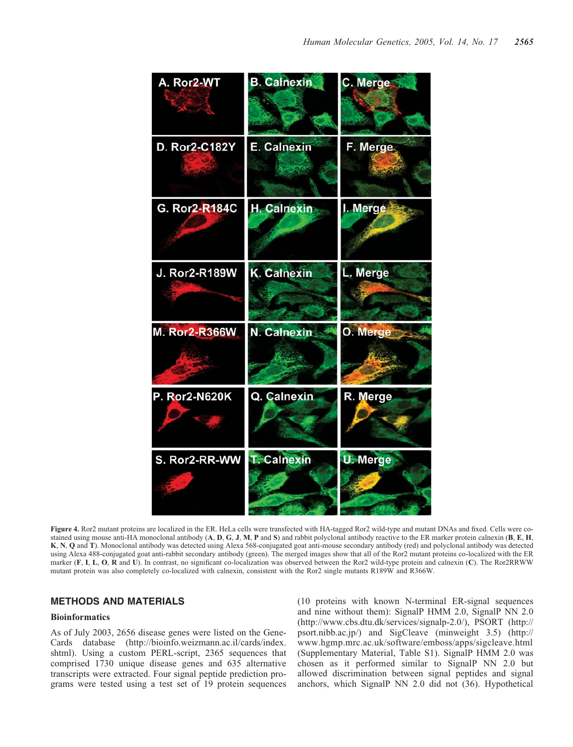**Figure 4.** Ror2 mutant proteins are localized in the ER. HeLa cells were transfected with HA-tagged Ror2 wild-type and mutant DNAs and fixed. Cells were co-stained using mouse anti-HA monoclonal antibody (**A**, **D**, **G**, **J**, **M**, **P** and **S**) and rabbit polyclonal antibody reactive to the ER marker protein calnexin (**B**, **E**, **H**, **K**, **N**, **Q** and **T**). Monoclonal antibody was detected using Alexa 568-conjugated goat anti-mouse secondary antibody (red) and polyclonal antibody was detected using Alexa 488-conjugated goat anti-rabbit secondary antibody (green). The merged images show that all of the Ror2 mutant proteins co-localized with the ER marker (**F**, **I**, **L**, **O**, **R** and **U**). In contrast, no significant co-localization was observed between the Ror2 wild-type protein and calnexin (**C**). The Ror2RRWW mutant protein was also completely co-localized with calnexin, consistent with the Ror2 single mutants R189W and R366W.

## METHODS AND MATERIALS

### Bioinformatics

As of July 2003, 2656 disease genes were listed on the GeneCards database (http://bioinfo.weizmann.ac.il/cards/index.shtml). Using a custom PERL-script, 2365 sequences that comprised 1730 unique disease genes and 635 alternative transcripts were extracted. Four signal peptide prediction programs were tested using a test set of 19 protein sequences (10 proteins with known N-terminal ER-signal sequences and nine without them): SignalP HMM 2.0, SignalP NN 2.0 (http://www.cbs.dtu.dk/services/signalp-2.0/), PSORT (http://psort.nibb.ac.jp/) and SigCleave (minweight 3.5) (http://www.hgmp.mrc.ac.uk/software/emboss/apps/sigcleave.html (Supplementary Material, Table S1). SignalP HMM 2.0 was chosen as it performed similar to SignalP NN 2.0 but allowed discrimination between signal peptides and signal anchors, which SignalP NN 2.0 did not (36). Hypothetical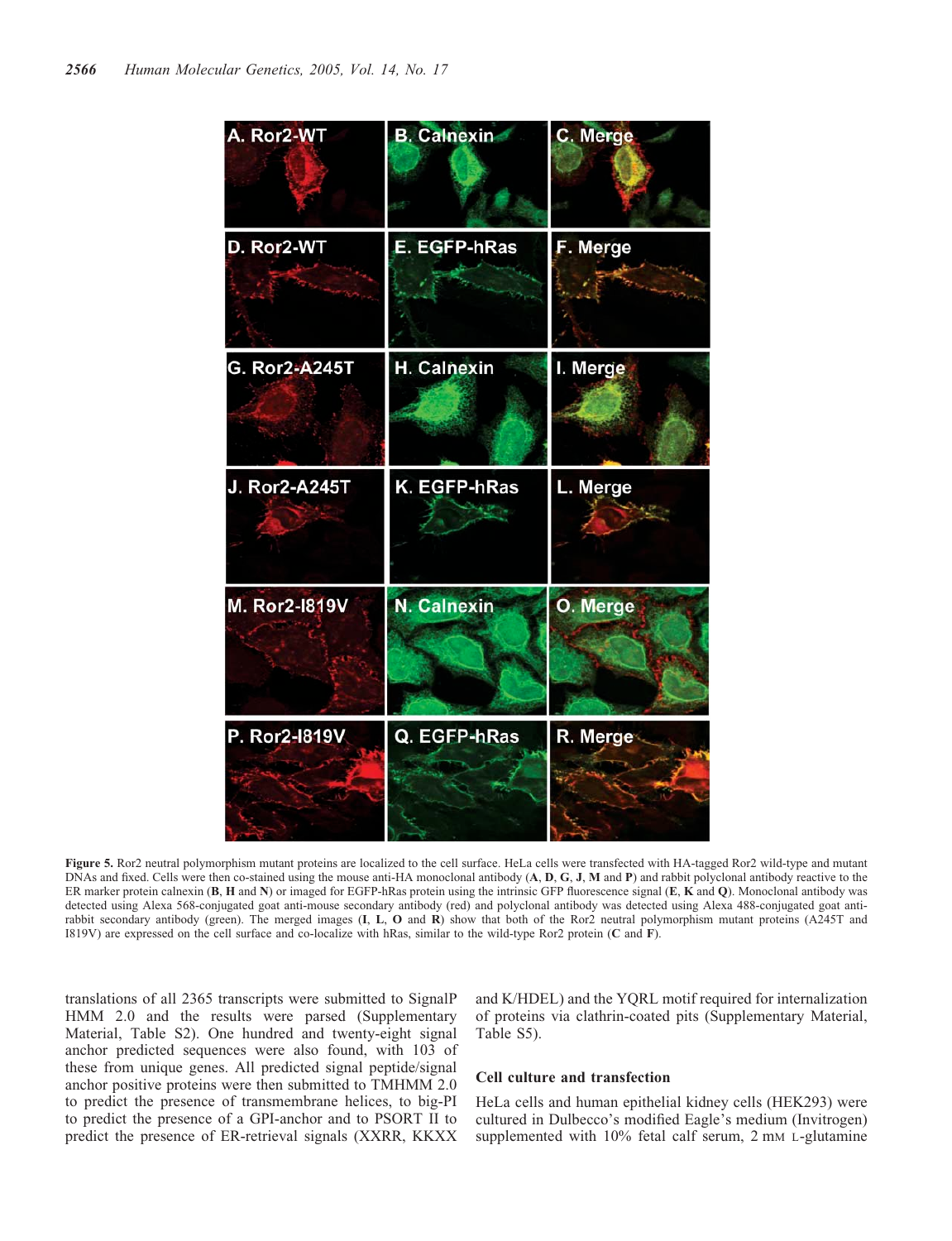**Figure 5.** Ror2 neutral polymorphism mutant proteins are localized to the cell surface. HeLa cells were transfected with HA-tagged Ror2 wild-type and mutant DNAs and fixed. Cells were then co-stained using the mouse anti-HA monoclonal antibody (**A**, **D**, **G**, **J**, **M** and **P**) and rabbit polyclonal antibody reactive to the ER marker protein calnexin (**B**, **H** and **N**) or imaged for EGFP-hRas protein using the intrinsic GFP fluorescence signal (**E**, **K** and **Q**). Monoclonal antibody was detected using Alexa 568-conjugated goat anti-mouse secondary antibody (red) and polyclonal antibody was detected using Alexa 488-conjugated goat anti-rabbit secondary antibody (green). The merged images (**I**, **L**, **O** and **R**) show that both of the Ror2 neutral polymorphism mutant proteins (A245T and I819V) are expressed on the cell surface and co-localize with hRas, similar to the wild-type Ror2 protein (**C** and **F**).

translations of all 2365 transcripts were submitted to SignalP HMM 2.0 and the results were parsed (Supplementary Material, Table S2). One hundred and twenty-eight signal anchor predicted sequences were also found, with 103 of these from unique genes. All predicted signal peptide/signal anchor positive proteins were then submitted to TMHMM 2.0 to predict the presence of transmembrane helices, to big-PI to predict the presence of a GPI-anchor and to PSORT II to predict the presence of ER-retrieval signals (XXRR, KKXX and K/HDEL) and the YQRL motif required for internalization of proteins via clathrin-coated pits (Supplementary Material, Table S5).

### Cell culture and transfection

HeLa cells and human epithelial kidney cells (HEK293) were cultured in Dulbecco's modified Eagle's medium (Invitrogen) supplemented with 10% fetal calf serum, 2 mM L-glutamine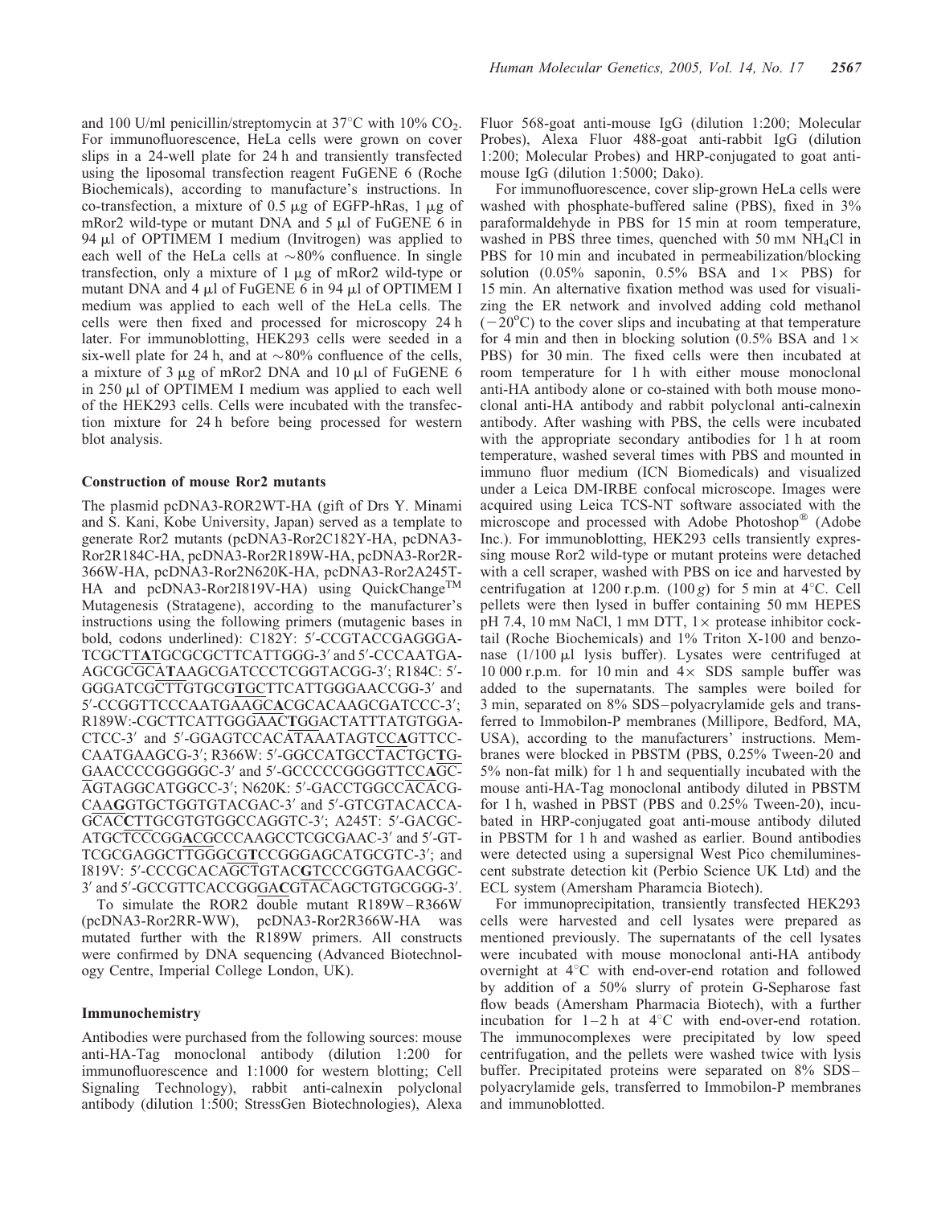and 100 U/ml penicillin/streptomycin at 37°C with 10% $CO_2$. For immunofluorescence, HeLa cells were grown on cover slips in a 24-well plate for 24 h and transiently transfected using the liposomal transfection reagent FuGENE 6 (Roche Biochemicals), according to manufacture's instructions. In co-transfection, a mixture of 0.5 μg of EGFP-hRas, 1 μg of mRor2 wild-type or mutant DNA and 5 μl of FuGENE 6 in 94 μl of OPTIMEM I medium (Invitrogen) was applied to each well of the HeLa cells at ~80% confluence. In single transfection, only a mixture of 1 μg of mRor2 wild-type or mutant DNA and 4 μl of FuGENE 6 in 94 μl of OPTIMEM I medium was applied to each well of the HeLa cells. The cells were then fixed and processed for microscopy 24 h later. For immunoblotting, HEK293 cells were seeded in a six-well plate for 24 h, and at ~80% confluence of the cells, a mixture of 3 μg of mRor2 DNA and 10 μl of FuGENE 6 in 250 μl of OPTIMEM I medium was applied to each well of the HEK293 cells. Cells were incubated with the transfection mixture for 24 h before being processed for western blot analysis.

### Construction of mouse Ror2 mutants

The plasmid pcDNA3-ROR2WT-HA (gift of Drs Y. Minami and S. Kani, Kobe University, Japan) served as a template to generate Ror2 mutants (pcDNA3-Ror2C182Y-HA, pcDNA3-Ror2R184C-HA, pcDNA3-Ror2R189W-HA, pcDNA3-Ror2R366W-HA, pcDNA3-Ror2N620K-HA, pcDNA3-Ror2A245T-HA and pcDNA3-Ror2I819V-HA) using QuickChange™ Mutagenesis (Stratagene), according to the manufacturer's instructions using the following primers (mutagenic bases in bold, codons underlined): C182Y: 5′-CCGTACCGAGGGATCGCT**T**A**T**GCGCGCTTCATTGGG-3′ and 5′-CCCAATGAAGCGC<u>GCA</u>**T**AAGCGATCCCTCGGTACGG-3′; R184C: 5′-GGGATCG<u>CTT</u>GTGCG**T**<u>GC</u>TTCATTGGGAACCGG-3′ and 5′-CCGGTTCCCAATGA<u>AGC</u>**A**CGCACAAGCGATCC-3′; R189W:-CGCTTCATTGGG<u>AAC</u>**T**GGACTATTTATGTGGACTCC-3′ and 5′-GGAGTCCAC<u>ATA</u>AATAGT<u>CC</u>**A**GTTCCCAATGAAGCG-3′; R366W: 5′-GGCCATGCC<u>TAC</u>TGC**T**<u>G</u>GAACCCCGGGGGC-3′ and 5′-GCCCCCGGGGTTC<u>CA</u>**A**<u>GC</u>AGTAGGCATGGCC-3′; N620K: 5′-GACCTGGCC<u>ACA</u>CGCAA**G**GTGCTGGTGTACGAC-3′ and 5′-GTCGTACACCAG<u>CAC</u>**C**TTGCGTGTGGCCAGGTC-3′; A245T: 5′-GACGCATGC<u>TCC</u>CGG**A**CGCCCAAGCCTCGCGAAC-3′ and 5′-GTTCGCGAGGC<u>TTG</u>GGCG**T**CCGGGAGCATGCGTC-3′; and I819V: 5′-CCCGCACA<u>GCT</u>GTAC**G**TCCCGGTGAACGGC-3′ and 5′-GCCGTTCACCGGG<u>A</u>**C**<u>GTAC</u>AGCTGTGCGGG-3′.

To simulate the ROR2 double mutant R189W–R366W (pcDNA3-Ror2RR-WW), pcDNA3-Ror2R366W-HA was mutated further with the R189W primers. All constructs were confirmed by DNA sequencing (Advanced Biotechnology Centre, Imperial College London, UK).

### Immunochemistry

Antibodies were purchased from the following sources: mouse anti-HA-Tag monoclonal antibody (dilution 1:200 for immunofluorescence and 1:1000 for western blotting; Cell Signaling Technology), rabbit anti-calnexin polyclonal antibody (dilution 1:500; StressGen Biotechnologies), Alexa Fluor 568-goat anti-mouse IgG (dilution 1:200; Molecular Probes), Alexa Fluor 488-goat anti-rabbit IgG (dilution 1:200; Molecular Probes) and HRP-conjugated to goat anti-mouse IgG (dilution 1:5000; Dako).

For immunofluorescence, cover slip-grown HeLa cells were washed with phosphate-buffered saline (PBS), fixed in 3% paraformaldehyde in PBS for 15 min at room temperature, washed in PBS three times, quenched with 50 mM $NH_4Cl$ in PBS for 10 min and incubated in permeabilization/blocking solution (0.05% saponin, 0.5% BSA and 1× PBS) for 15 min. An alternative fixation method was used for visualizing the ER network and involved adding cold methanol (−20°C) to the cover slips and incubating at that temperature for 4 min and then in blocking solution (0.5% BSA and 1× PBS) for 30 min. The fixed cells were then incubated at room temperature for 1 h with either mouse monoclonal anti-HA antibody alone or co-stained with both mouse monoclonal anti-HA antibody and rabbit polyclonal anti-calnexin antibody. After washing with PBS, the cells were incubated with the appropriate secondary antibodies for 1 h at room temperature, washed several times with PBS and mounted in immuno fluor medium (ICN Biomedicals) and visualized under a Leica DM-IRBE confocal microscope. Images were acquired using Leica TCS-NT software associated with the microscope and processed with Adobe Photoshop® (Adobe Inc.). For immunoblotting, HEK293 cells transiently expressing mouse Ror2 wild-type or mutant proteins were detached with a cell scraper, washed with PBS on ice and harvested by centrifugation at 1200 r.p.m. (100 *g*) for 5 min at 4°C. Cell pellets were then lysed in buffer containing 50 mM HEPES pH 7.4, 10 mM NaCl, 1 mM DTT, 1× protease inhibitor cocktail (Roche Biochemicals) and 1% Triton X-100 and benzonase (1/100 μl lysis buffer). Lysates were centrifuged at 10 000 r.p.m. for 10 min and 4× SDS sample buffer was added to the supernatants. The samples were boiled for 3 min, separated on 8% SDS–polyacrylamide gels and transferred to Immobilon-P membranes (Millipore, Bedford, MA, USA), according to the manufacturers' instructions. Membranes were blocked in PBSTM (PBS, 0.25% Tween-20 and 5% non-fat milk) for 1 h and sequentially incubated with the mouse anti-HA-Tag monoclonal antibody diluted in PBSTM for 1 h, washed in PBST (PBS and 0.25% Tween-20), incubated in HRP-conjugated goat anti-mouse antibody diluted in PBSTM for 1 h and washed as earlier. Bound antibodies were detected using a supersignal West Pico chemiluminescent substrate detection kit (Perbio Science UK Ltd) and the ECL system (Amersham Pharamcia Biotech).

For immunoprecipitation, transiently transfected HEK293 cells were harvested and cell lysates were prepared as mentioned previously. The supernatants of the cell lysates were incubated with mouse monoclonal anti-HA antibody overnight at 4°C with end-over-end rotation and followed by addition of a 50% slurry of protein G-Sepharose fast flow beads (Amersham Pharmacia Biotech), with a further incubation for 1–2 h at 4°C with end-over-end rotation. The immunocomplexes were precipitated by low speed centrifugation, and the pellets were washed twice with lysis buffer. Precipitated proteins were separated on 8% SDS–polyacrylamide gels, transferred to Immobilon-P membranes and immunoblotted.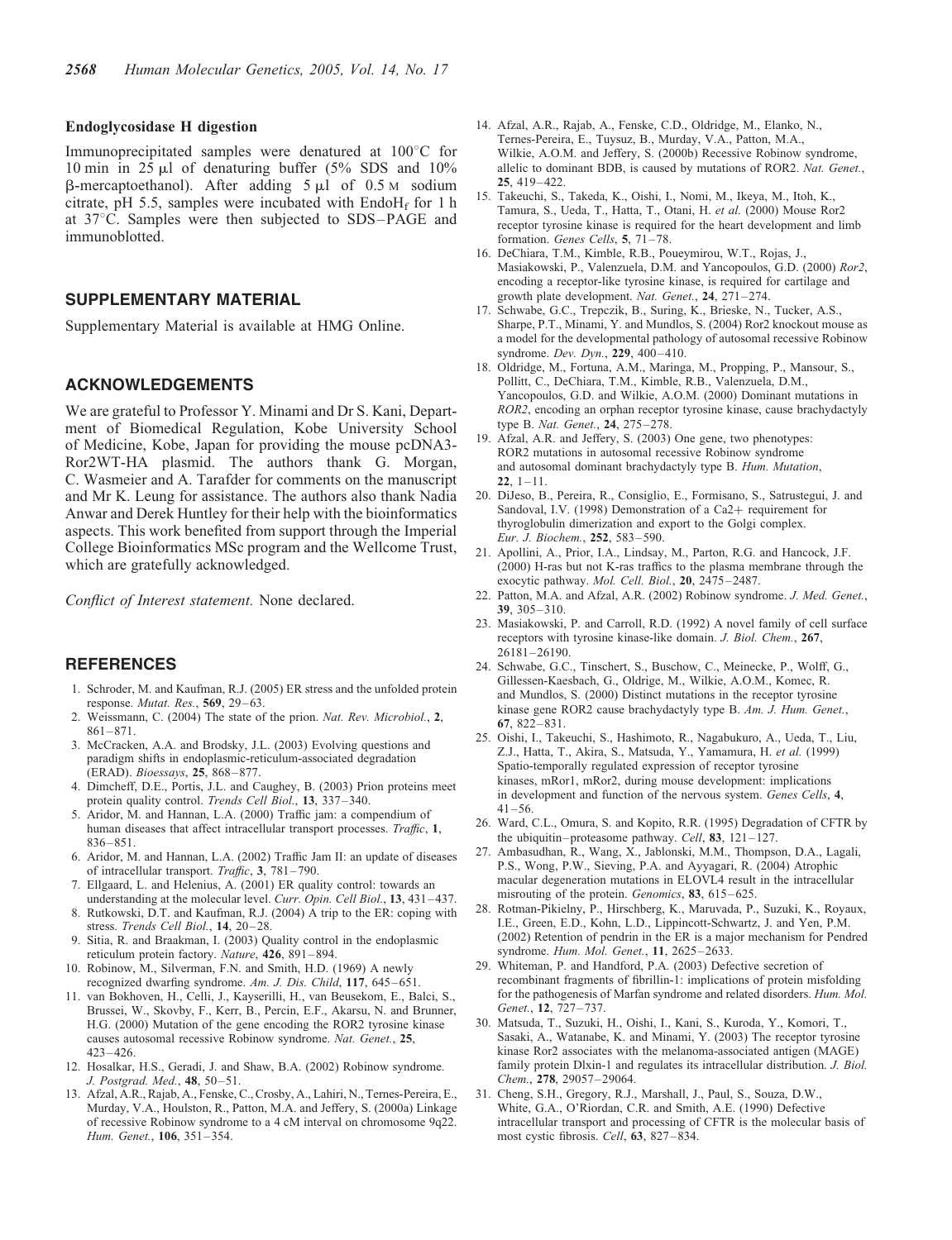### Endoglycosidase H digestion

Immunoprecipitated samples were denatured at 100°C for 10 min in 25 μl of denaturing buffer (5% SDS and 10% β-mercaptoethanol). After adding 5 μl of 0.5 M sodium citrate, pH 5.5, samples were incubated with $EndoH_f$ for 1 h at 37°C. Samples were then subjected to SDS–PAGE and immunoblotted.

## SUPPLEMENTARY MATERIAL

Supplementary Material is available at HMG Online.

## ACKNOWLEDGEMENTS

We are grateful to Professor Y. Minami and Dr S. Kani, Department of Biomedical Regulation, Kobe University School of Medicine, Kobe, Japan for providing the mouse pcDNA3-Ror2WT-HA plasmid. The authors thank G. Morgan, C. Wasmeier and A. Tarafder for comments on the manuscript and Mr K. Leung for assistance. The authors also thank Nadia Anwar and Derek Huntley for their help with the bioinformatics aspects. This work benefited from support through the Imperial College Bioinformatics MSc program and the Wellcome Trust, which are gratefully acknowledged.

*Conflict of Interest statement.* None declared.

## REFERENCES

1. Schroder, M. and Kaufman, R.J. (2005) ER stress and the unfolded protein response. *Mutat. Res.*, **569**, 29–63.
2. Weissmann, C. (2004) The state of the prion. *Nat. Rev. Microbiol.*, **2**, 861–871.
3. McCracken, A.A. and Brodsky, J.L. (2003) Evolving questions and paradigm shifts in endoplasmic-reticulum-associated degradation (ERAD). *Bioessays*, **25**, 868–877.
4. Dimcheff, D.E., Portis, J.L. and Caughey, B. (2003) Prion proteins meet protein quality control. *Trends Cell Biol.*, **13**, 337–340.
5. Aridor, M. and Hannan, L.A. (2000) Traffic jam: a compendium of human diseases that affect intracellular transport processes. *Traffic*, **1**, 836–851.
6. Aridor, M. and Hannan, L.A. (2002) Traffic Jam II: an update of diseases of intracellular transport. *Traffic*, **3**, 781–790.
7. Ellgaard, L. and Helenius, A. (2001) ER quality control: towards an understanding at the molecular level. *Curr. Opin. Cell Biol.*, **13**, 431–437.
8. Rutkowski, D.T. and Kaufman, R.J. (2004) A trip to the ER: coping with stress. *Trends Cell Biol.*, **14**, 20–28.
9. Sitia, R. and Braakman, I. (2003) Quality control in the endoplasmic reticulum protein factory. *Nature*, **426**, 891–894.
10. Robinow, M., Silverman, F.N. and Smith, H.D. (1969) A newly recognized dwarfing syndrome. *Am. J. Dis. Child*, **117**, 645–651.
11. van Bokhoven, H., Celli, J., Kayserilli, H., van Beusekom, E., Balci, S., Brussei, W., Skovby, F., Kerr, B., Percin, E.F., Akarsu, N. and Brunner, H.G. (2000) Mutation of the gene encoding the ROR2 tyrosine kinase causes autosomal recessive Robinow syndrome. *Nat. Genet.*, **25**, 423–426.
12. Hosalkar, H.S., Geradi, J. and Shaw, B.A. (2002) Robinow syndrome. *J. Postgrad. Med.*, **48**, 50–51.
13. Afzal, A.R., Rajab, A., Fenske, C., Crosby, A., Lahiri, N., Ternes-Pereira, E., Murday, V.A., Houlston, R., Patton, M.A. and Jeffery, S. (2000a) Linkage of recessive Robinow syndrome to a 4 cM interval on chromosome 9q22. *Hum. Genet.*, **106**, 351–354.
14. Afzal, A.R., Rajab, A., Fenske, C.D., Oldridge, M., Elanko, N., Ternes-Pereira, E., Tuysuz, B., Murday, V.A., Patton, M.A., Wilkie, A.O.M. and Jeffery, S. (2000b) Recessive Robinow syndrome, allelic to dominant BDB, is caused by mutations of ROR2. *Nat. Genet.*, **25**, 419–422.
15. Takeuchi, S., Takeda, K., Oishi, I., Nomi, M., Ikeya, M., Itoh, K., Tamura, S., Ueda, T., Hatta, T., Otani, H. *et al.* (2000) Mouse Ror2 receptor tyrosine kinase is required for the heart development and limb formation. *Genes Cells*, **5**, 71–78.
16. DeChiara, T.M., Kimble, R.B., Poueymirou, W.T., Rojas, J., Masiakowski, P., Valenzuela, D.M. and Yancopoulos, G.D. (2000) *Ror2*, encoding a receptor-like tyrosine kinase, is required for cartilage and growth plate development. *Nat. Genet.*, **24**, 271–274.
17. Schwabe, G.C., Trepczik, B., Suring, K., Brieske, N., Tucker, A.S., Sharpe, P.T., Minami, Y. and Mundlos, S. (2004) Ror2 knockout mouse as a model for the developmental pathology of autosomal recessive Robinow syndrome. *Dev. Dyn.*, **229**, 400–410.
18. Oldridge, M., Fortuna, A.M., Maringa, M., Propping, P., Mansour, S., Pollitt, C., DeChiara, T.M., Kimble, R.B., Valenzuela, D.M., Yancopoulos, G.D. and Wilkie, A.O.M. (2000) Dominant mutations in *ROR2*, encoding an orphan receptor tyrosine kinase, cause brachydactyly type B. *Nat. Genet.*, **24**, 275–278.
19. Afzal, A.R. and Jeffery, S. (2003) One gene, two phenotypes: ROR2 mutations in autosomal recessive Robinow syndrome and autosomal dominant brachydactyly type B. *Hum. Mutation*, **22**, 1–11.
20. DiJeso, B., Pereira, R., Consiglio, E., Formisano, S., Satrustegui, J. and Sandoval, I.V. (1998) Demonstration of a Ca2+ requirement for thyroglobulin dimerization and export to the Golgi complex. *Eur. J. Biochem.*, **252**, 583–590.
21. Apollini, A., Prior, I.A., Lindsay, M., Parton, R.G. and Hancock, J.F. (2000) H-ras but not K-ras traffics to the plasma membrane through the exocytic pathway. *Mol. Cell. Biol.*, **20**, 2475–2487.
22. Patton, M.A. and Afzal, A.R. (2002) Robinow syndrome. *J. Med. Genet.*, **39**, 305–310.
23. Masiakowski, P. and Carroll, R.D. (1992) A novel family of cell surface receptors with tyrosine kinase-like domain. *J. Biol. Chem.*, **267**, 26181–26190.
24. Schwabe, G.C., Tinschert, S., Buschow, C., Meinecke, P., Wolff, G., Gillessen-Kaesbach, G., Oldridge, M., Wilkie, A.O.M., Komec, R. and Mundlos, S. (2000) Distinct mutations in the receptor tyrosine kinase gene ROR2 cause brachydactyly type B. *Am. J. Hum. Genet.*, **67**, 822–831.
25. Oishi, I., Takeuchi, S., Hashimoto, R., Nagabukuro, A., Ueda, T., Liu, Z.J., Hatta, T., Akira, S., Matsuda, Y., Yamamura, H. *et al.* (1999) Spatio-temporally regulated expression of receptor tyrosine kinases, mRor1, mRor2, during mouse development: implications in development and function of the nervous system. *Genes Cells*, **4**, 41–56.
26. Ward, C.L., Omura, S. and Kopito, R.R. (1995) Degradation of CFTR by the ubiquitin–proteasome pathway. *Cell*, **83**, 121–127.
27. Ambasudhan, R., Wang, X., Jablonski, M.M., Thompson, D.A., Lagali, P.S., Wong, P.W., Sieving, P.A. and Ayyagari, R. (2004) Atrophic macular degeneration mutations in ELOVL4 result in the intracellular misrouting of the protein. *Genomics*, **83**, 615–625.
28. Rotman-Pikielny, P., Hirschberg, K., Maruvada, P., Suzuki, K., Royaux, I.E., Green, E.D., Kohn, L.D., Lippincott-Schwartz, J. and Yen, P.M. (2002) Retention of pendrin in the ER is a major mechanism for Pendred syndrome. *Hum. Mol. Genet.*, **11**, 2625–2633.
29. Whiteman, P. and Handford, P.A. (2003) Defective secretion of recombinant fragments of fibrillin-1: implications of protein misfolding for the pathogenesis of Marfan syndrome and related disorders. *Hum. Mol. Genet.*, **12**, 727–737.
30. Matsuda, T., Suzuki, H., Oishi, I., Kani, S., Kuroda, Y., Komori, T., Sasaki, A., Watanabe, K. and Minami, Y. (2003) The receptor tyrosine kinase Ror2 associates with the melanoma-associated antigen (MAGE) family protein Dlxin-1 and regulates its intracellular distribution. *J. Biol. Chem.*, **278**, 29057–29064.
31. Cheng, S.H., Gregory, R.J., Marshall, J., Paul, S., Souza, D.W., White, G.A., O'Riordan, C.R. and Smith, A.E. (1990) Defective intracellular transport and processing of CFTR is the molecular basis of most cystic fibrosis. *Cell*, **63**, 827–834.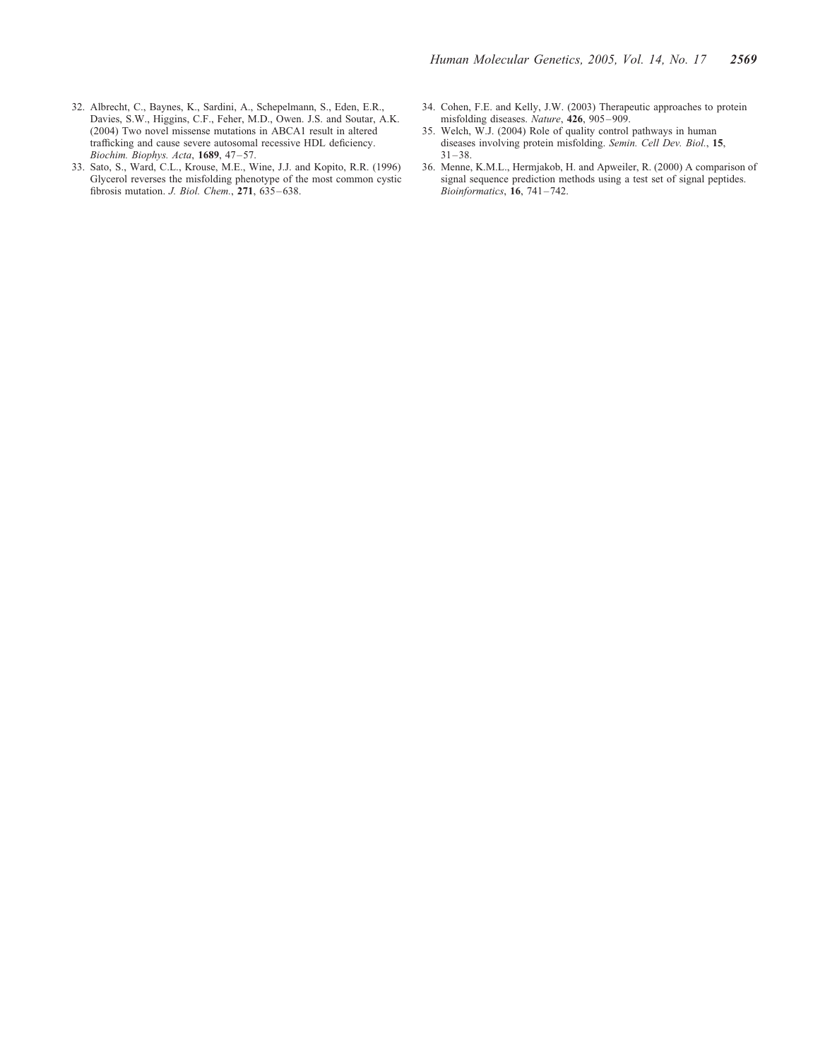32. Albrecht, C., Baynes, K., Sardini, A., Schepelmann, S., Eden, E.R., Davies, S.W., Higgins, C.F., Feher, M.D., Owen. J.S. and Soutar, A.K. (2004) Two novel missense mutations in ABCA1 result in altered trafficking and cause severe autosomal recessive HDL deficiency. *Biochim. Biophys. Acta*, **1689**, 47–57.
33. Sato, S., Ward, C.L., Krouse, M.E., Wine, J.J. and Kopito, R.R. (1996) Glycerol reverses the misfolding phenotype of the most common cystic fibrosis mutation. *J. Biol. Chem.*, **271**, 635–638.
34. Cohen, F.E. and Kelly, J.W. (2003) Therapeutic approaches to protein misfolding diseases. *Nature*, **426**, 905–909.
35. Welch, W.J. (2004) Role of quality control pathways in human diseases involving protein misfolding. *Semin. Cell Dev. Biol.*, **15**, 31–38.
36. Menne, K.M.L., Hermjakob, H. and Apweiler, R. (2000) A comparison of signal sequence prediction methods using a test set of signal peptides. *Bioinformatics*, **16**, 741–742.